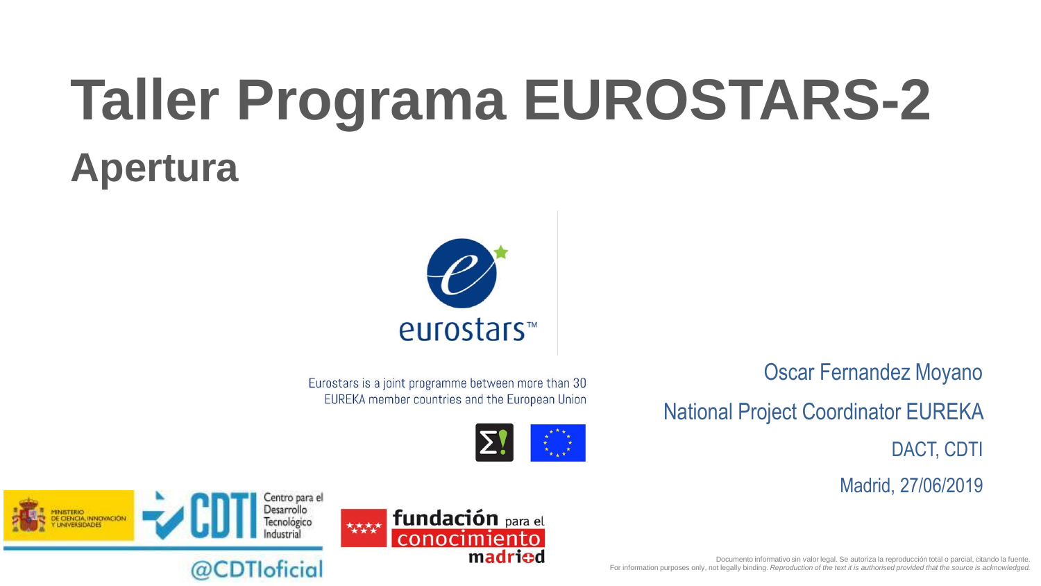# Taller Programa EUROSTARS-2

## Apertura

eurostars™

Eurostars is a joint programme between more than 30 EUREKA member countries and the European Union

Oscar Fernandez Moyano

National Project Coordinator EUREKA

DACT, CDTI

Madrid, 27/06/2019

MINISTERIO DE CIENCIA, INNOVACIÓN Y UNIVERSIDADES

CDTI Centro para el Desarrollo Tecnológico Industrial

@CDTIoficial

fundación para el conocimiento madrid

Documento informativo sin valor legal. Se autoriza la reproducción total o parcial, citando la fuente.
For information purposes only, not legally binding. *Reproduction of the text it is authorised provided that the source is acknowledged.*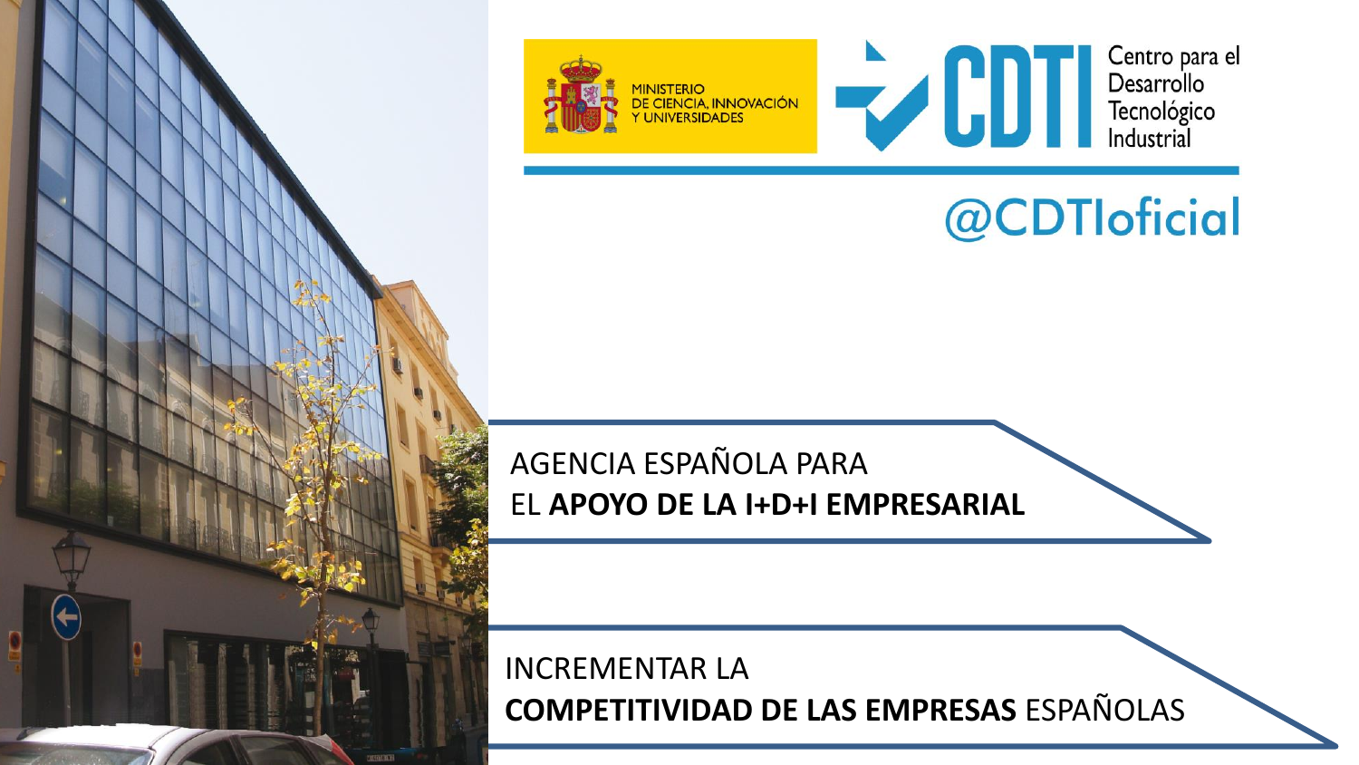MINISTERIO DE CIENCIA, INNOVACIÓN Y UNIVERSIDADES

CDTI Centro para el Desarrollo Tecnológico Industrial

@CDTIoficial

AGENCIA ESPAÑOLA PARA
EL **APOYO DE LA I+D+I EMPRESARIAL**

INCREMENTAR LA
**COMPETITIVIDAD DE LAS EMPRESAS** ESPAÑOLAS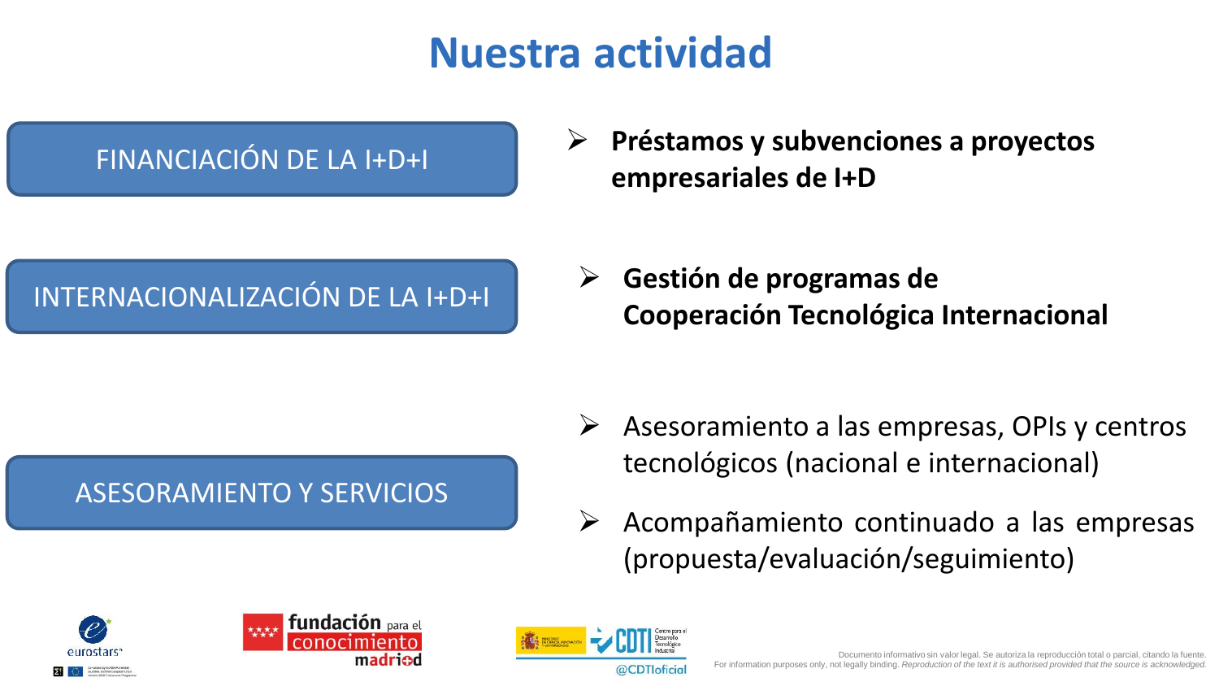# Nuestra actividad

## FINANCIACIÓN DE LA I+D+I

- **Préstamos y subvenciones a proyectos empresariales de I+D**

## INTERNACIONALIZACIÓN DE LA I+D+I

- **Gestión de programas de Cooperación Tecnológica Internacional**

## ASESORAMIENTO Y SERVICIOS

- Asesoramiento a las empresas, OPIs y centros tecnológicos (nacional e internacional)
- Acompañamiento continuado a las empresas (propuesta/evaluación/seguimiento)

eurostars

fundación para el conocimiento madri+d

CDTI Centro para el Desarrollo Tecnológico Industrial

@CDTIoficial

Documento informativo sin valor legal. Se autoriza la reproducción total o parcial, citando la fuente.
For information purposes only, not legally binding. *Reproduction of the text it is authorised provided that the source is acknowledged.*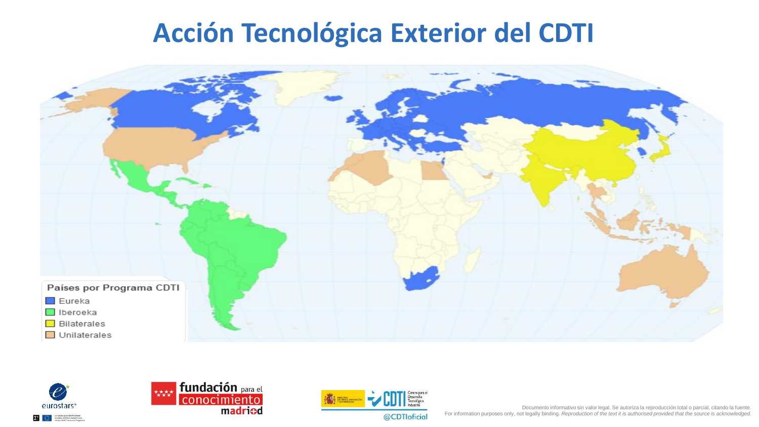# Acción Tecnológica Exterior del CDTI

**Países por Programa CDTI**

- Eureka
- Iberoeka
- Bilaterales
- Unilaterales

Documento informativo sin valor legal. Se autoriza la reproducción total o parcial, citando la fuente.
For information purposes only, not legally binding. *Reproduction of the text it is authorised provided that the source is acknowledged.*

@CDTIoficial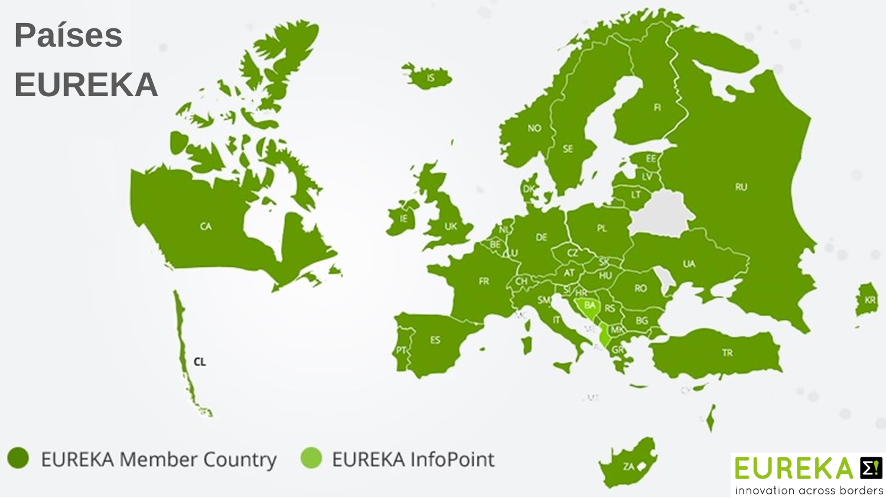# Países EUREKA

EUREKA Member Country

EUREKA InfoPoint

EUREKA
innovation across borders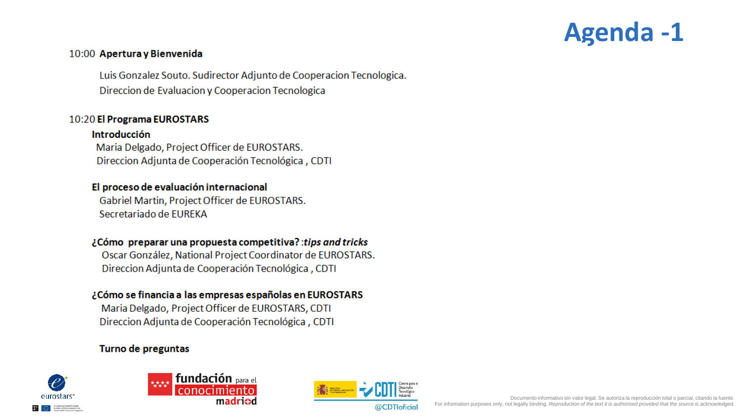# Agenda -1

**10:00 Apertura y Bienvenida**

Luis Gonzalez Souto. Sudirector Adjunto de Cooperacion Tecnologica.
Direccion de Evaluacion y Cooperacion Tecnologica

**10:20 El Programa EUROSTARS**

**Introducción**
Maria Delgado, Project Officer de EUROSTARS.
Direccion Adjunta de Cooperación Tecnológica , CDTI

**El proceso de evaluación internacional**
Gabriel Martin, Project Officer de EUROSTARS.
Secretariado de EUREKA

**¿Cómo preparar una propuesta competitiva? :*tips and tricks***
Oscar González, National Project Coordinator de EUROSTARS.
Direccion Adjunta de Cooperación Tecnológica , CDTI

**¿Cómo se financia a las empresas españolas en EUROSTARS**
Maria Delgado, Project Officer de EUROSTARS, CDTI
Direccion Adjunta de Cooperación Tecnológica , CDTI

**Turno de preguntas**

eurostars

fundación para el conocimiento madrid

CDTI Centro para el Desarrollo Tecnológico Industrial

@CDTIoficial

Documento informativo sin valor legal. Se autoriza la reproducción total o parcial, citando la fuente.
For information purposes only, not legally binding. *Reproduction of the text it is authorised provided that the source is acknowledged.*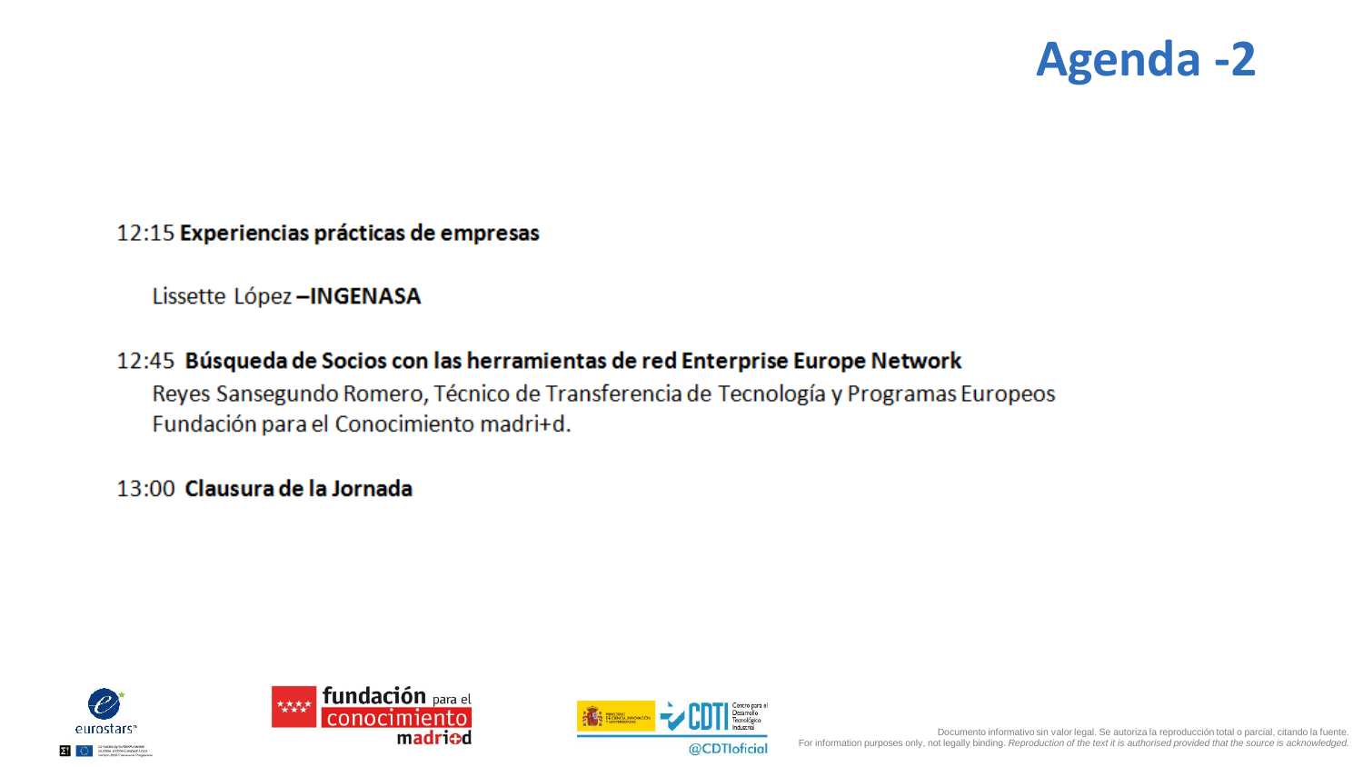# Agenda -2

12:15 **Experiencias prácticas de empresas**

Lissette López **–INGENASA**

12:45 **Búsqueda de Socios con las herramientas de red Enterprise Europe Network**

Reyes Sansegundo Romero, Técnico de Transferencia de Tecnología y Programas Europeos Fundación para el Conocimiento madri+d.

13:00 **Clausura de la Jornada**

Documento informativo sin valor legal. Se autoriza la reproducción total o parcial, citando la fuente.
For information purposes only, not legally binding. *Reproduction of the text it is authorised provided that the source is acknowledged.*